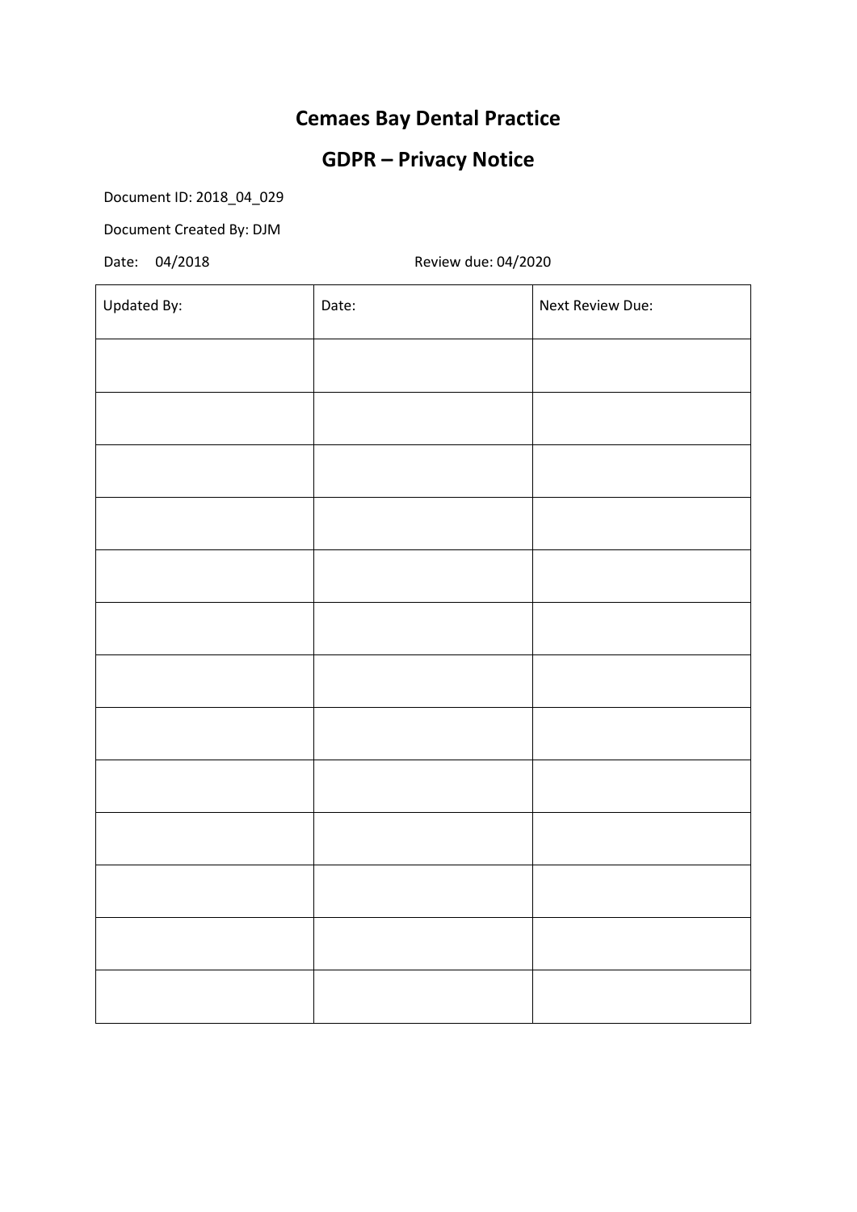# Cemaes Bay Dental Practice

## GDPR – Privacy Notice

Document ID: 2018_04_029

Document Created By: DJM

Date: 04/2018 Review due: 04/2020

| Updated By: | Date: | Next Review Due: |
|---|---|---|
| | | |
| | | |
| | | |
| | | |
| | | |
| | | |
| | | |
| | | |
| | | |
| | | |
| | | |
| | | |
| | | |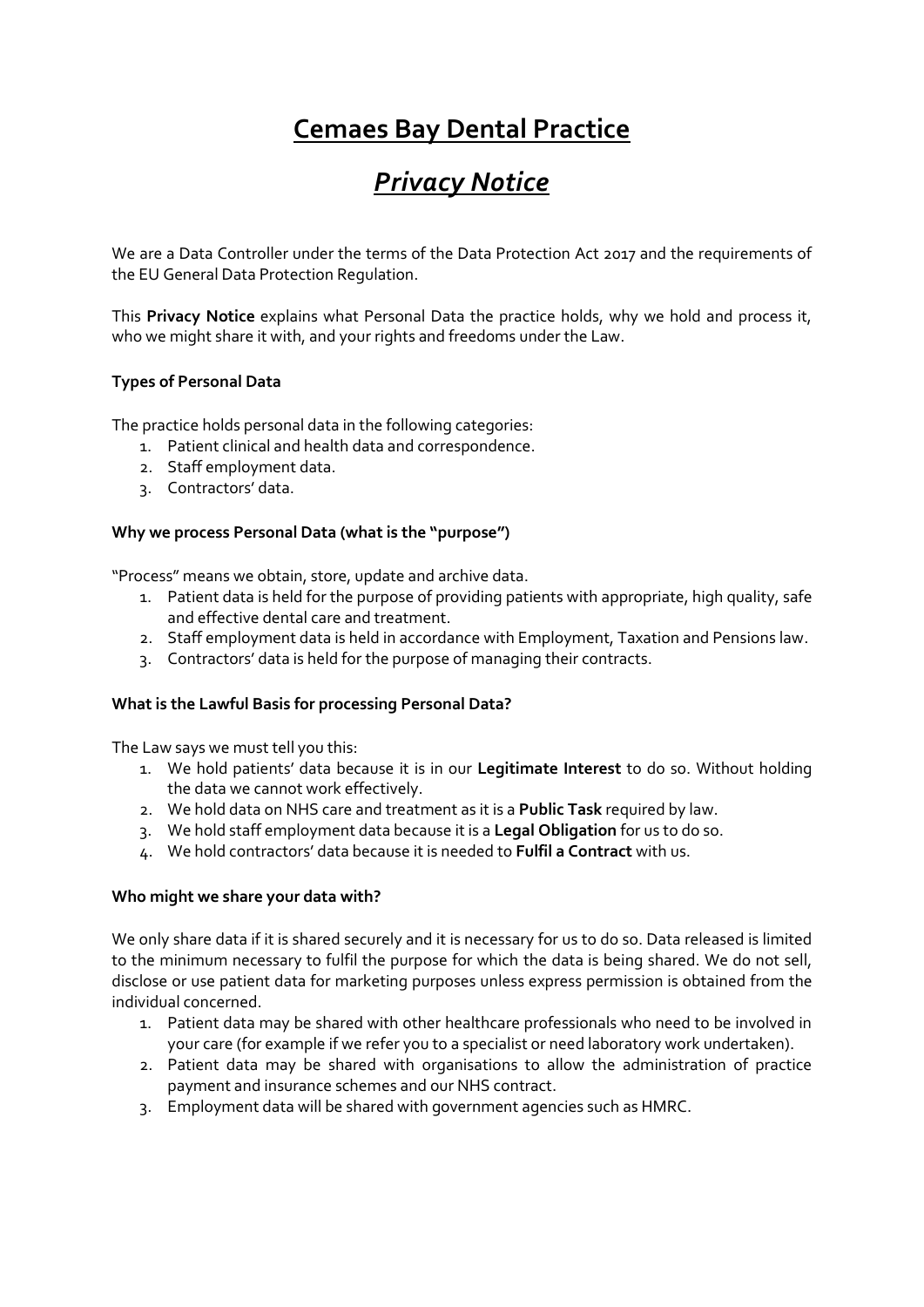# Cemaes Bay Dental Practice

# *Privacy Notice*

We are a Data Controller under the terms of the Data Protection Act 2017 and the requirements of the EU General Data Protection Regulation.

This **Privacy Notice** explains what Personal Data the practice holds, why we hold and process it, who we might share it with, and your rights and freedoms under the Law.

### Types of Personal Data

The practice holds personal data in the following categories:

1. Patient clinical and health data and correspondence.
2. Staff employment data.
3. Contractors' data.

### Why we process Personal Data (what is the "purpose")

"Process" means we obtain, store, update and archive data.

1. Patient data is held for the purpose of providing patients with appropriate, high quality, safe and effective dental care and treatment.
2. Staff employment data is held in accordance with Employment, Taxation and Pensions law.
3. Contractors' data is held for the purpose of managing their contracts.

### What is the Lawful Basis for processing Personal Data?

The Law says we must tell you this:

1. We hold patients' data because it is in our **Legitimate Interest** to do so. Without holding the data we cannot work effectively.
2. We hold data on NHS care and treatment as it is a **Public Task** required by law.
3. We hold staff employment data because it is a **Legal Obligation** for us to do so.
4. We hold contractors' data because it is needed to **Fulfil a Contract** with us.

### Who might we share your data with?

We only share data if it is shared securely and it is necessary for us to do so. Data released is limited to the minimum necessary to fulfil the purpose for which the data is being shared. We do not sell, disclose or use patient data for marketing purposes unless express permission is obtained from the individual concerned.

1. Patient data may be shared with other healthcare professionals who need to be involved in your care (for example if we refer you to a specialist or need laboratory work undertaken).
2. Patient data may be shared with organisations to allow the administration of practice payment and insurance schemes and our NHS contract.
3. Employment data will be shared with government agencies such as HMRC.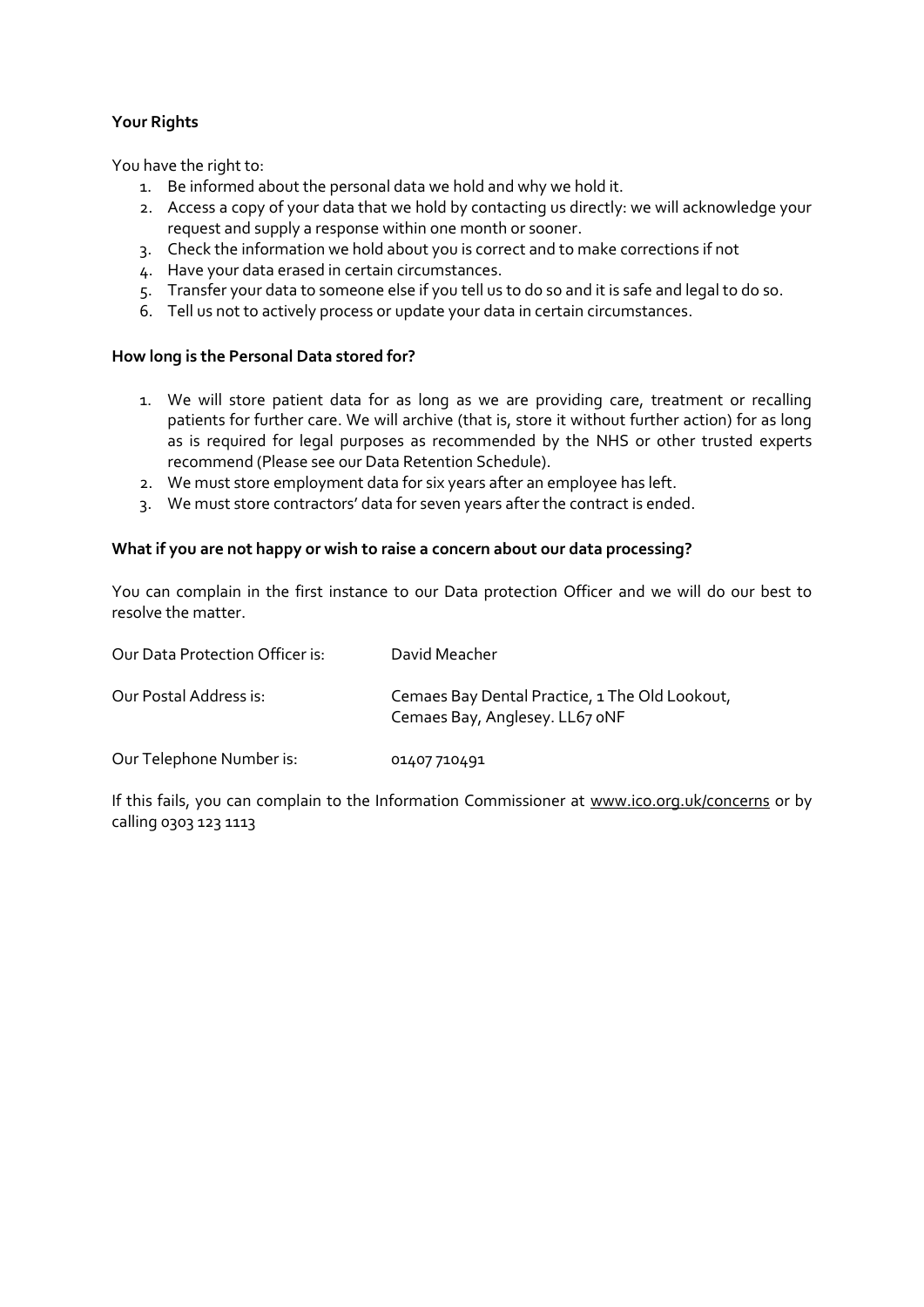**Your Rights**

You have the right to:

1. Be informed about the personal data we hold and why we hold it.
2. Access a copy of your data that we hold by contacting us directly: we will acknowledge your request and supply a response within one month or sooner.
3. Check the information we hold about you is correct and to make corrections if not
4. Have your data erased in certain circumstances.
5. Transfer your data to someone else if you tell us to do so and it is safe and legal to do so.
6. Tell us not to actively process or update your data in certain circumstances.

**How long is the Personal Data stored for?**

1. We will store patient data for as long as we are providing care, treatment or recalling patients for further care. We will archive (that is, store it without further action) for as long as is required for legal purposes as recommended by the NHS or other trusted experts recommend (Please see our Data Retention Schedule).
2. We must store employment data for six years after an employee has left.
3. We must store contractors' data for seven years after the contract is ended.

**What if you are not happy or wish to raise a concern about our data processing?**

You can complain in the first instance to our Data protection Officer and we will do our best to resolve the matter.

| | |
|---|---|
| Our Data Protection Officer is: | David Meacher |
| Our Postal Address is: | Cemaes Bay Dental Practice, 1 The Old Lookout, Cemaes Bay, Anglesey. LL67 0NF |
| Our Telephone Number is: | 01407 710491 |

If this fails, you can complain to the Information Commissioner at www.ico.org.uk/concerns or by calling 0303 123 1113